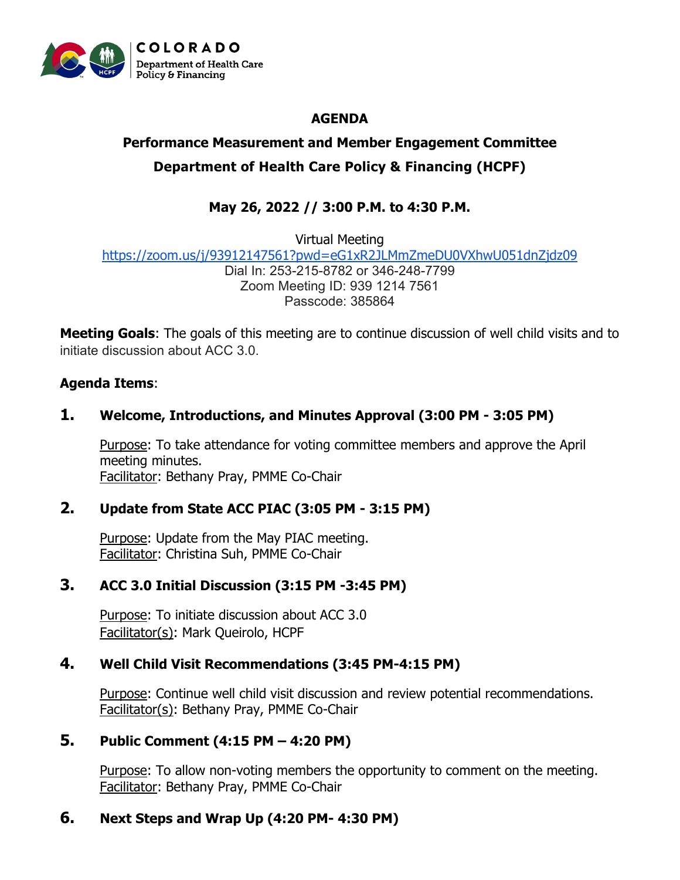COLORADO
Department of Health Care
Policy & Financing

# AGENDA

## Performance Measurement and Member Engagement Committee

## Department of Health Care Policy & Financing (HCPF)

### May 26, 2022 // 3:00 P.M. to 4:30 P.M.

Virtual Meeting
https://zoom.us/j/93912147561?pwd=eG1xR2JLMmZmeDU0VXhwU051dnZjdz09
Dial In: 253-215-8782 or 346-248-7799
Zoom Meeting ID: 939 1214 7561
Passcode: 385864

**Meeting Goals**: The goals of this meeting are to continue discussion of well child visits and to initiate discussion about ACC 3.0.

**Agenda Items**:

1. **Welcome, Introductions, and Minutes Approval (3:00 PM - 3:05 PM)**

   Purpose: To take attendance for voting committee members and approve the April meeting minutes.
   Facilitator: Bethany Pray, PMME Co-Chair

2. **Update from State ACC PIAC (3:05 PM - 3:15 PM)**

   Purpose: Update from the May PIAC meeting.
   Facilitator: Christina Suh, PMME Co-Chair

3. **ACC 3.0 Initial Discussion (3:15 PM -3:45 PM)**

   Purpose: To initiate discussion about ACC 3.0
   Facilitator(s): Mark Queirolo, HCPF

4. **Well Child Visit Recommendations (3:45 PM-4:15 PM)**

   Purpose: Continue well child visit discussion and review potential recommendations.
   Facilitator(s): Bethany Pray, PMME Co-Chair

5. **Public Comment (4:15 PM – 4:20 PM)**

   Purpose: To allow non-voting members the opportunity to comment on the meeting.
   Facilitator: Bethany Pray, PMME Co-Chair

6. **Next Steps and Wrap Up (4:20 PM- 4:30 PM)**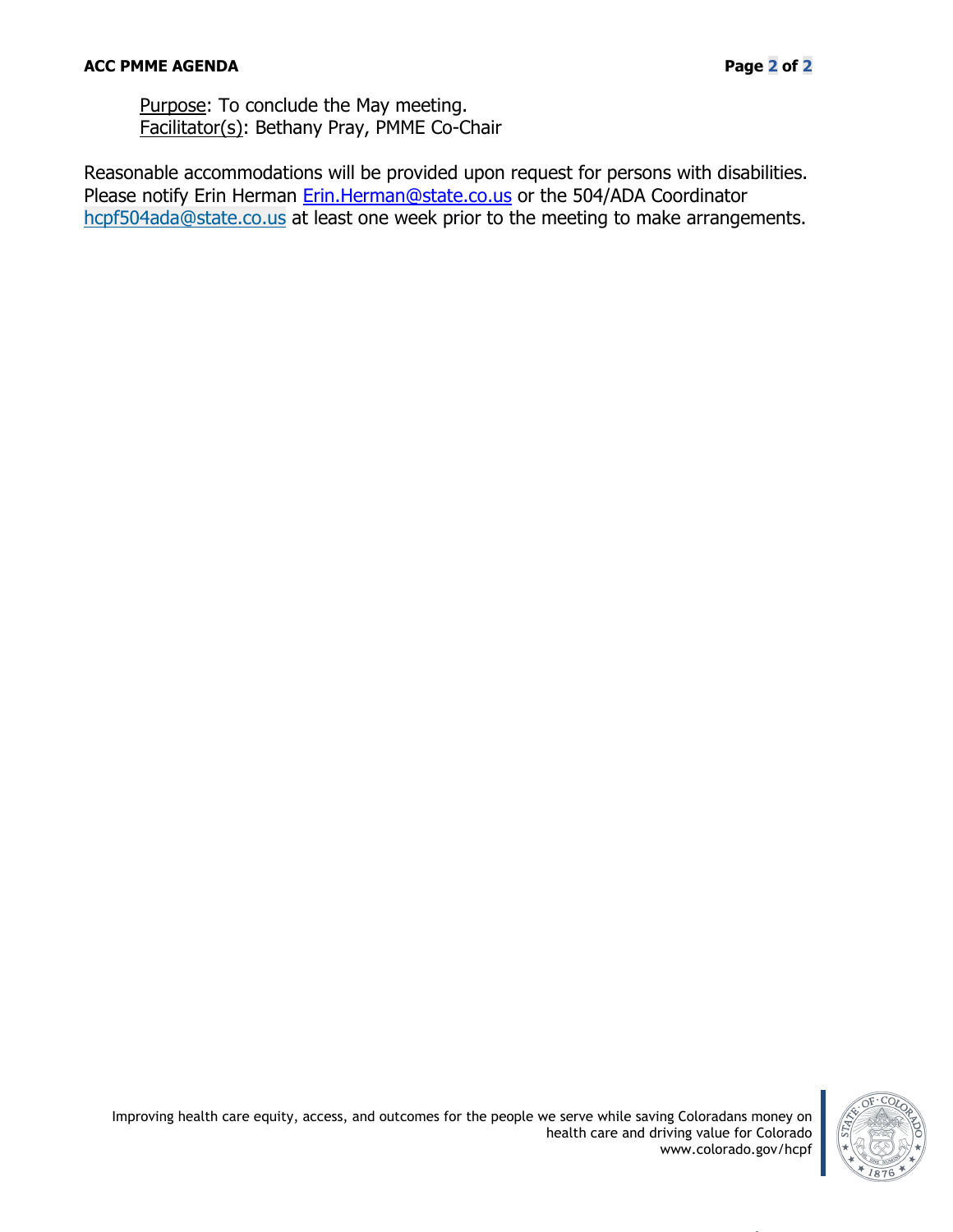Purpose: To conclude the May meeting.
Facilitator(s): Bethany Pray, PMME Co-Chair

Reasonable accommodations will be provided upon request for persons with disabilities. Please notify Erin Herman [Erin.Herman@state.co.us](mailto:Erin.Herman@state.co.us) or the 504/ADA Coordinator [hcpf504ada@state.co.us](mailto:hcpf504ada@state.co.us) at least one week prior to the meeting to make arrangements.